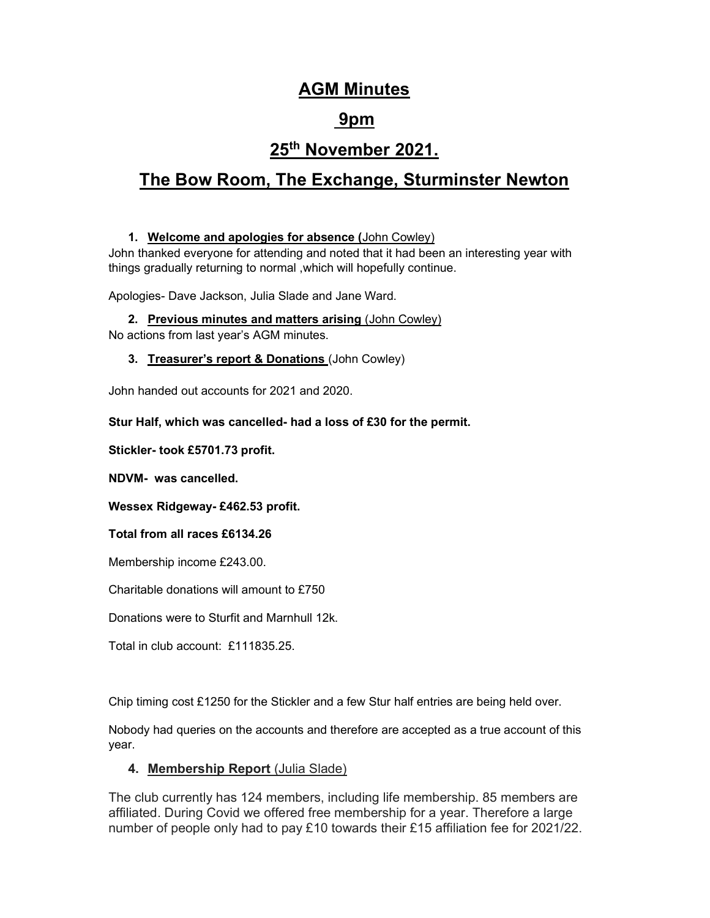# AGM Minutes

# 9pm

# 25th November 2021.

# The Bow Room, The Exchange, Sturminster Newton

1. **Welcome and apologies for absence (**John Cowley)

John thanked everyone for attending and noted that it had been an interesting year with things gradually returning to normal ,which will hopefully continue.

Apologies- Dave Jackson, Julia Slade and Jane Ward.

2. **Previous minutes and matters arising** (John Cowley)

No actions from last year's AGM minutes.

3. **Treasurer's report & Donations** (John Cowley)

John handed out accounts for 2021 and 2020.

**Stur Half, which was cancelled- had a loss of £30 for the permit.**

**Stickler- took £5701.73 profit.**

**NDVM- was cancelled.**

**Wessex Ridgeway- £462.53 profit.**

**Total from all races £6134.26**

Membership income £243.00.

Charitable donations will amount to £750

Donations were to Sturfit and Marnhull 12k.

Total in club account: £111835.25.

Chip timing cost £1250 for the Stickler and a few Stur half entries are being held over.

Nobody had queries on the accounts and therefore are accepted as a true account of this year.

4. **Membership Report** (Julia Slade)

The club currently has 124 members, including life membership. 85 members are affiliated. During Covid we offered free membership for a year. Therefore a large number of people only had to pay £10 towards their £15 affiliation fee for 2021/22.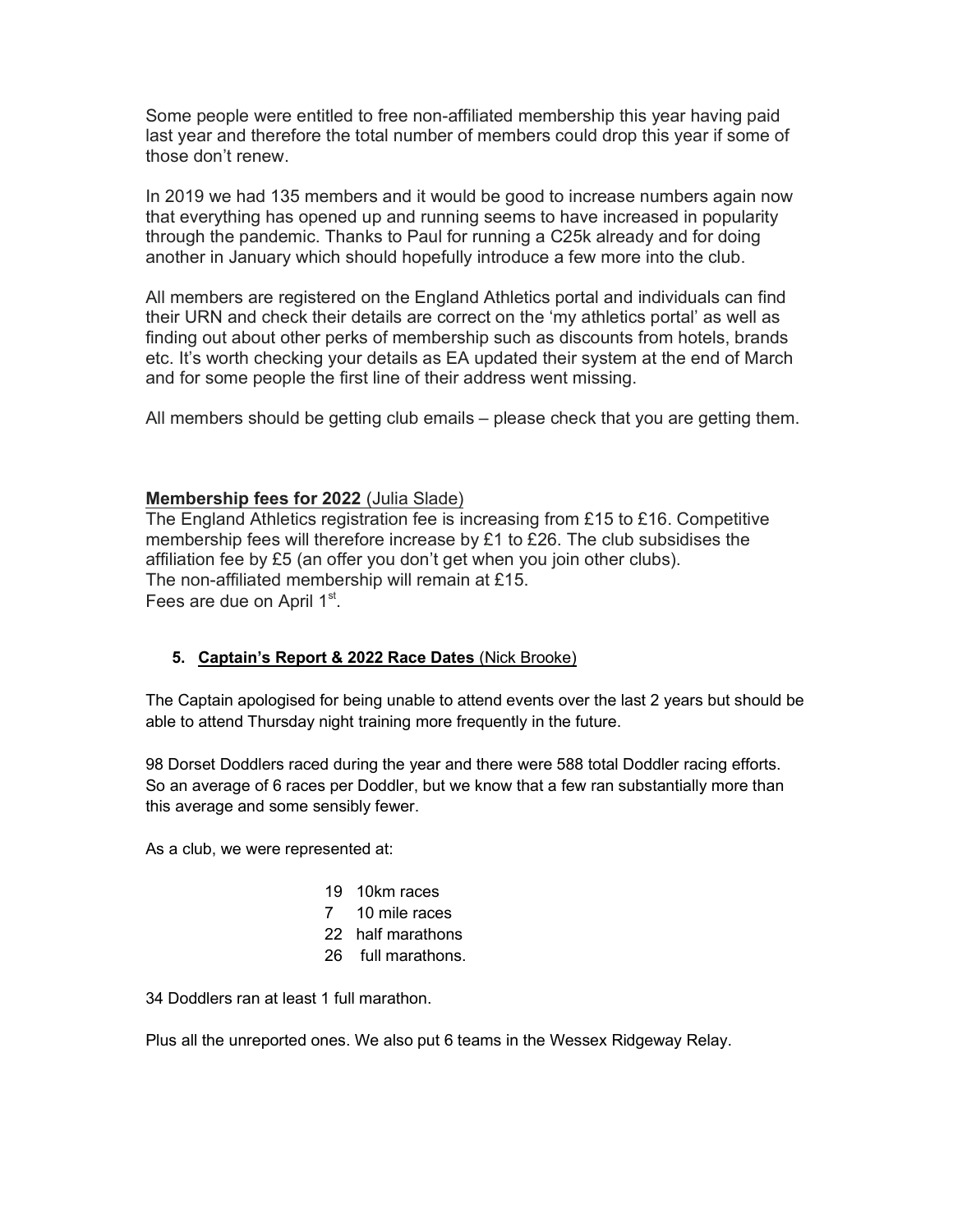Some people were entitled to free non-affiliated membership this year having paid last year and therefore the total number of members could drop this year if some of those don't renew.

In 2019 we had 135 members and it would be good to increase numbers again now that everything has opened up and running seems to have increased in popularity through the pandemic. Thanks to Paul for running a C25k already and for doing another in January which should hopefully introduce a few more into the club.

All members are registered on the England Athletics portal and individuals can find their URN and check their details are correct on the 'my athletics portal' as well as finding out about other perks of membership such as discounts from hotels, brands etc. It's worth checking your details as EA updated their system at the end of March and for some people the first line of their address went missing.

All members should be getting club emails – please check that you are getting them.

**Membership fees for 2022** (Julia Slade)

The England Athletics registration fee is increasing from £15 to £16. Competitive membership fees will therefore increase by £1 to £26. The club subsidises the affiliation fee by £5 (an offer you don't get when you join other clubs).
The non-affiliated membership will remain at £15.
Fees are due on April 1st.

### 5. Captain's Report & 2022 Race Dates (Nick Brooke)

The Captain apologised for being unable to attend events over the last 2 years but should be able to attend Thursday night training more frequently in the future.

98 Dorset Doddlers raced during the year and there were 588 total Doddler racing efforts. So an average of 6 races per Doddler, but we know that a few ran substantially more than this average and some sensibly fewer.

As a club, we were represented at:

- 19 10km races
- 7 10 mile races
- 22 half marathons
- 26 full marathons.

34 Doddlers ran at least 1 full marathon.

Plus all the unreported ones. We also put 6 teams in the Wessex Ridgeway Relay.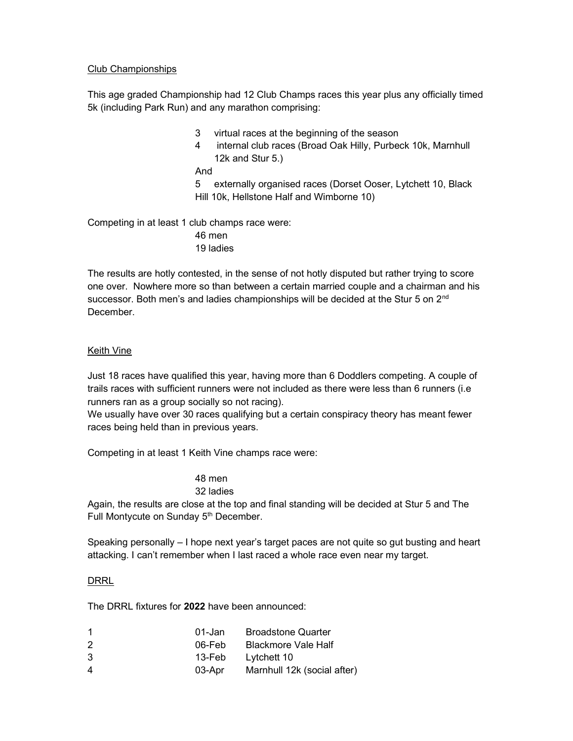## Club Championships

This age graded Championship had 12 Club Champs races this year plus any officially timed 5k (including Park Run) and any marathon comprising:

- 3 virtual races at the beginning of the season
- 4 internal club races (Broad Oak Hilly, Purbeck 10k, Marnhull 12k and Stur 5.)

And

- 5 externally organised races (Dorset Ooser, Lytchett 10, Black Hill 10k, Hellstone Half and Wimborne 10)

Competing in at least 1 club champs race were:

46 men
19 ladies

The results are hotly contested, in the sense of not hotly disputed but rather trying to score one over. Nowhere more so than between a certain married couple and a chairman and his successor. Both men's and ladies championships will be decided at the Stur 5 on 2nd December.

## Keith Vine

Just 18 races have qualified this year, having more than 6 Doddlers competing. A couple of trails races with sufficient runners were not included as there were less than 6 runners (i.e runners ran as a group socially so not racing).
We usually have over 30 races qualifying but a certain conspiracy theory has meant fewer races being held than in previous years.

Competing in at least 1 Keith Vine champs race were:

48 men
32 ladies

Again, the results are close at the top and final standing will be decided at Stur 5 and The Full Montycute on Sunday 5th December.

Speaking personally – I hope next year's target paces are not quite so gut busting and heart attacking. I can't remember when I last raced a whole race even near my target.

## DRRL

The DRRL fixtures for **2022** have been announced:

| | | |
|---|---|---|
| 1 | 01-Jan | Broadstone Quarter |
| 2 | 06-Feb | Blackmore Vale Half |
| 3 | 13-Feb | Lytchett 10 |
| 4 | 03-Apr | Marnhull 12k (social after) |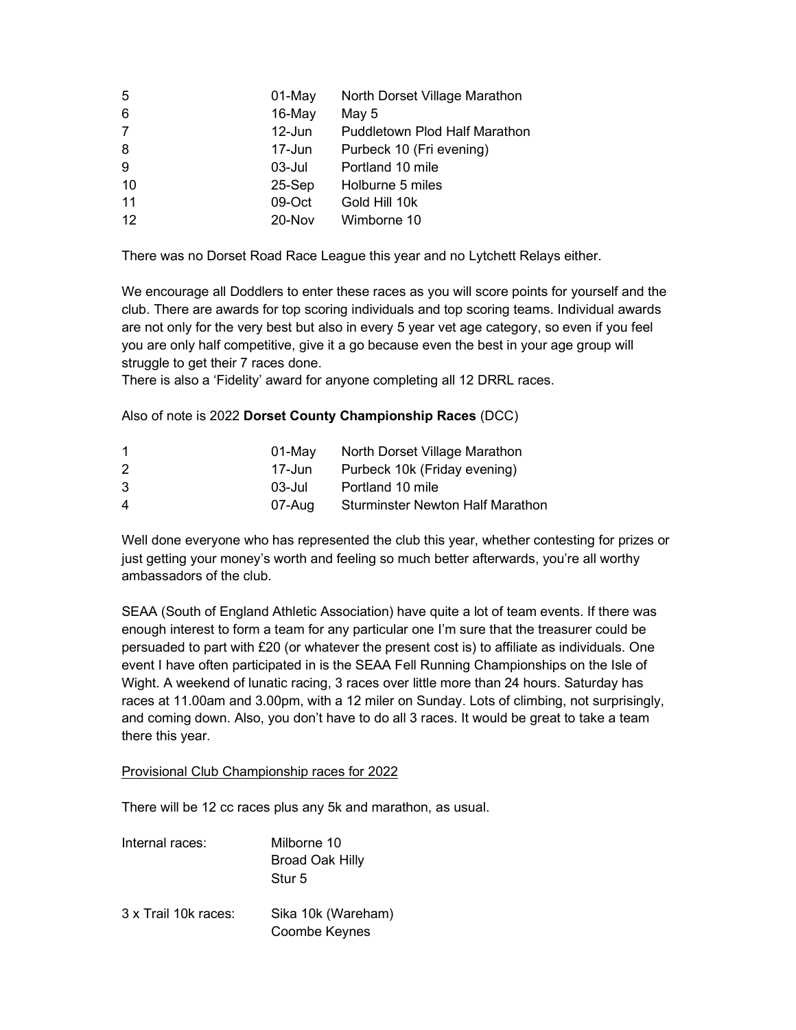| | | |
|---|---|---|
| 5 | 01-May | North Dorset Village Marathon |
| 6 | 16-May | May 5 |
| 7 | 12-Jun | Puddletown Plod Half Marathon |
| 8 | 17-Jun | Purbeck 10 (Fri evening) |
| 9 | 03-Jul | Portland 10 mile |
| 10 | 25-Sep | Holburne 5 miles |
| 11 | 09-Oct | Gold Hill 10k |
| 12 | 20-Nov | Wimborne 10 |

There was no Dorset Road Race League this year and no Lytchett Relays either.

We encourage all Doddlers to enter these races as you will score points for yourself and the club. There are awards for top scoring individuals and top scoring teams. Individual awards are not only for the very best but also in every 5 year vet age category, so even if you feel you are only half competitive, give it a go because even the best in your age group will struggle to get their 7 races done.
There is also a 'Fidelity' award for anyone completing all 12 DRRL races.

Also of note is 2022 **Dorset County Championship Races** (DCC)

| | | |
|---|---|---|
| 1 | 01-May | North Dorset Village Marathon |
| 2 | 17-Jun | Purbeck 10k (Friday evening) |
| 3 | 03-Jul | Portland 10 mile |
| 4 | 07-Aug | Sturminster Newton Half Marathon |

Well done everyone who has represented the club this year, whether contesting for prizes or just getting your money's worth and feeling so much better afterwards, you're all worthy ambassadors of the club.

SEAA (South of England Athletic Association) have quite a lot of team events. If there was enough interest to form a team for any particular one I'm sure that the treasurer could be persuaded to part with £20 (or whatever the present cost is) to affiliate as individuals. One event I have often participated in is the SEAA Fell Running Championships on the Isle of Wight. A weekend of lunatic racing, 3 races over little more than 24 hours. Saturday has races at 11.00am and 3.00pm, with a 12 miler on Sunday. Lots of climbing, not surprisingly, and coming down. Also, you don't have to do all 3 races. It would be great to take a team there this year.

<u>Provisional Club Championship races for 2022</u>

There will be 12 cc races plus any 5k and marathon, as usual.

Internal races: Milborne 10
Broad Oak Hilly
Stur 5

3 x Trail 10k races: Sika 10k (Wareham)
Coombe Keynes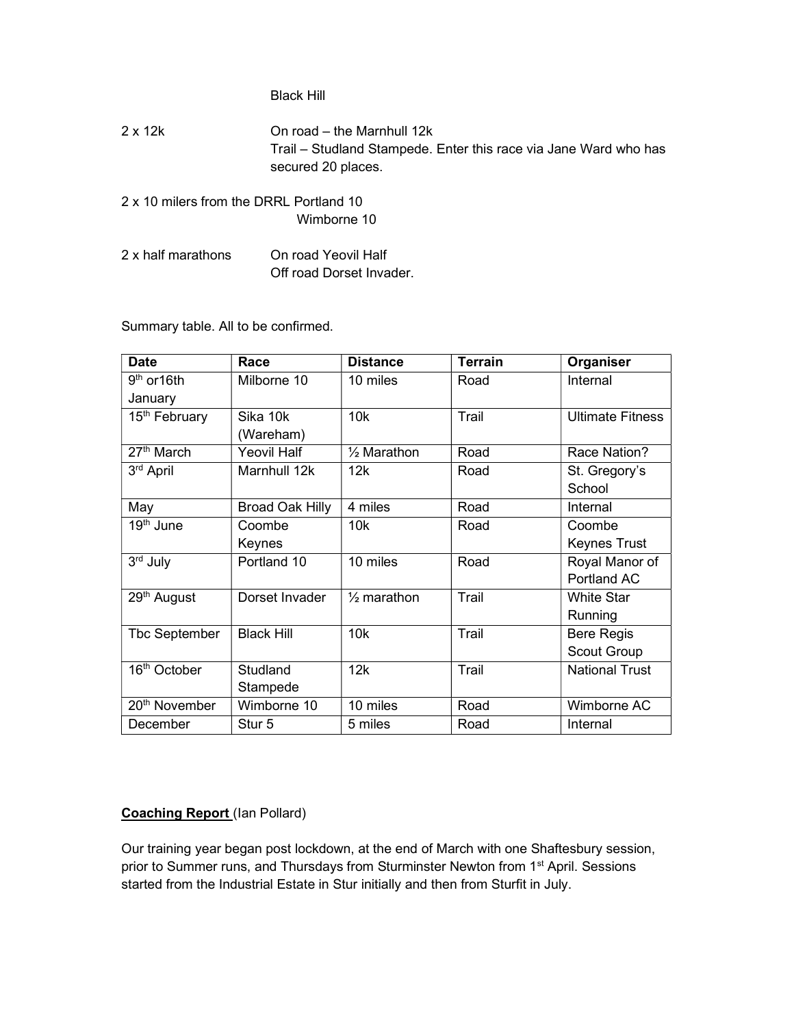Black Hill

2 x 12k On road – the Marnhull 12k
Trail – Studland Stampede. Enter this race via Jane Ward who has secured 20 places.

2 x 10 milers from the DRRL Portland 10
Wimborne 10

2 x half marathons On road Yeovil Half
Off road Dorset Invader.

Summary table. All to be confirmed.

| Date | Race | Distance | Terrain | Organiser |
|---|---|---|---|---|
| 9th or16th January | Milborne 10 | 10 miles | Road | Internal |
| 15th February | Sika 10k (Wareham) | 10k | Trail | Ultimate Fitness |
| 27th March | Yeovil Half | ½ Marathon | Road | Race Nation? |
| 3rd April | Marnhull 12k | 12k | Road | St. Gregory's School |
| May | Broad Oak Hilly | 4 miles | Road | Internal |
| 19th June | Coombe Keynes | 10k | Road | Coombe Keynes Trust |
| 3rd July | Portland 10 | 10 miles | Road | Royal Manor of Portland AC |
| 29th August | Dorset Invader | ½ marathon | Trail | White Star Running |
| Tbc September | Black Hill | 10k | Trail | Bere Regis Scout Group |
| 16th October | Studland Stampede | 12k | Trail | National Trust |
| 20th November | Wimborne 10 | 10 miles | Road | Wimborne AC |
| December | Stur 5 | 5 miles | Road | Internal |

**Coaching Report** (Ian Pollard)

Our training year began post lockdown, at the end of March with one Shaftesbury session, prior to Summer runs, and Thursdays from Sturminster Newton from 1st April. Sessions started from the Industrial Estate in Stur initially and then from Sturfit in July.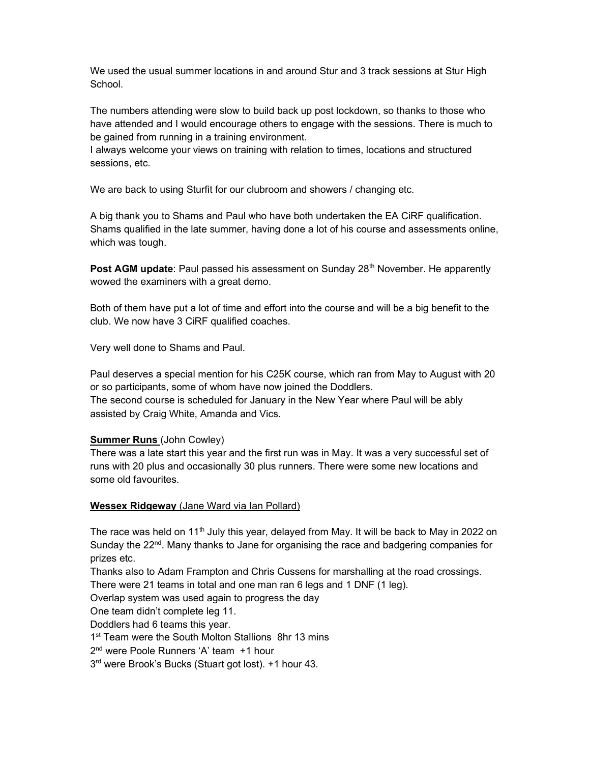We used the usual summer locations in and around Stur and 3 track sessions at Stur High School.

The numbers attending were slow to build back up post lockdown, so thanks to those who have attended and I would encourage others to engage with the sessions. There is much to be gained from running in a training environment.
I always welcome your views on training with relation to times, locations and structured sessions, etc.

We are back to using Sturfit for our clubroom and showers / changing etc.

A big thank you to Shams and Paul who have both undertaken the EA CiRF qualification. Shams qualified in the late summer, having done a lot of his course and assessments online, which was tough.

**Post AGM update**: Paul passed his assessment on Sunday 28th November. He apparently wowed the examiners with a great demo.

Both of them have put a lot of time and effort into the course and will be a big benefit to the club. We now have 3 CiRF qualified coaches.

Very well done to Shams and Paul.

Paul deserves a special mention for his C25K course, which ran from May to August with 20 or so participants, some of whom have now joined the Doddlers.
The second course is scheduled for January in the New Year where Paul will be ably assisted by Craig White, Amanda and Vics.

**Summer Runs** (John Cowley)
There was a late start this year and the first run was in May. It was a very successful set of runs with 20 plus and occasionally 30 plus runners. There were some new locations and some old favourites.

**Wessex Ridgeway** (Jane Ward via Ian Pollard)

The race was held on 11th July this year, delayed from May. It will be back to May in 2022 on Sunday the 22nd. Many thanks to Jane for organising the race and badgering companies for prizes etc.
Thanks also to Adam Frampton and Chris Cussens for marshalling at the road crossings.
There were 21 teams in total and one man ran 6 legs and 1 DNF (1 leg).
Overlap system was used again to progress the day
One team didn't complete leg 11.
Doddlers had 6 teams this year.
1st Team were the South Molton Stallions 8hr 13 mins
2nd were Poole Runners 'A' team +1 hour
3rd were Brook's Bucks (Stuart got lost). +1 hour 43.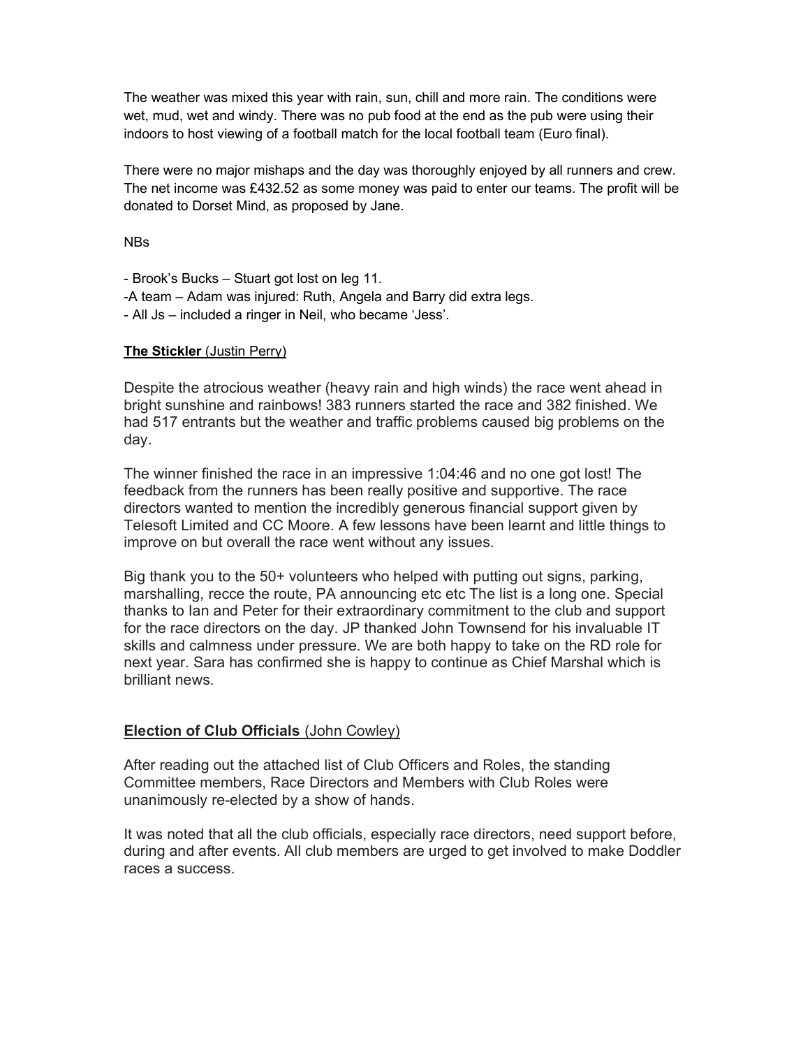The weather was mixed this year with rain, sun, chill and more rain. The conditions were wet, mud, wet and windy. There was no pub food at the end as the pub were using their indoors to host viewing of a football match for the local football team (Euro final).

There were no major mishaps and the day was thoroughly enjoyed by all runners and crew. The net income was £432.52 as some money was paid to enter our teams. The profit will be donated to Dorset Mind, as proposed by Jane.

NBs

- Brook's Bucks – Stuart got lost on leg 11.
- A team – Adam was injured: Ruth, Angela and Barry did extra legs.
- All Js – included a ringer in Neil, who became 'Jess'.

**<u>The Stickler</u>** <u>(Justin Perry)</u>

Despite the atrocious weather (heavy rain and high winds) the race went ahead in bright sunshine and rainbows! 383 runners started the race and 382 finished. We had 517 entrants but the weather and traffic problems caused big problems on the day.

The winner finished the race in an impressive 1:04:46 and no one got lost! The feedback from the runners has been really positive and supportive. The race directors wanted to mention the incredibly generous financial support given by Telesoft Limited and CC Moore. A few lessons have been learnt and little things to improve on but overall the race went without any issues.

Big thank you to the 50+ volunteers who helped with putting out signs, parking, marshalling, recce the route, PA announcing etc etc The list is a long one. Special thanks to Ian and Peter for their extraordinary commitment to the club and support for the race directors on the day. JP thanked John Townsend for his invaluable IT skills and calmness under pressure. We are both happy to take on the RD role for next year. Sara has confirmed she is happy to continue as Chief Marshal which is brilliant news.

**<u>Election of Club Officials</u>** <u>(John Cowley)</u>

After reading out the attached list of Club Officers and Roles, the standing Committee members, Race Directors and Members with Club Roles were unanimously re-elected by a show of hands.

It was noted that all the club officials, especially race directors, need support before, during and after events. All club members are urged to get involved to make Doddler races a success.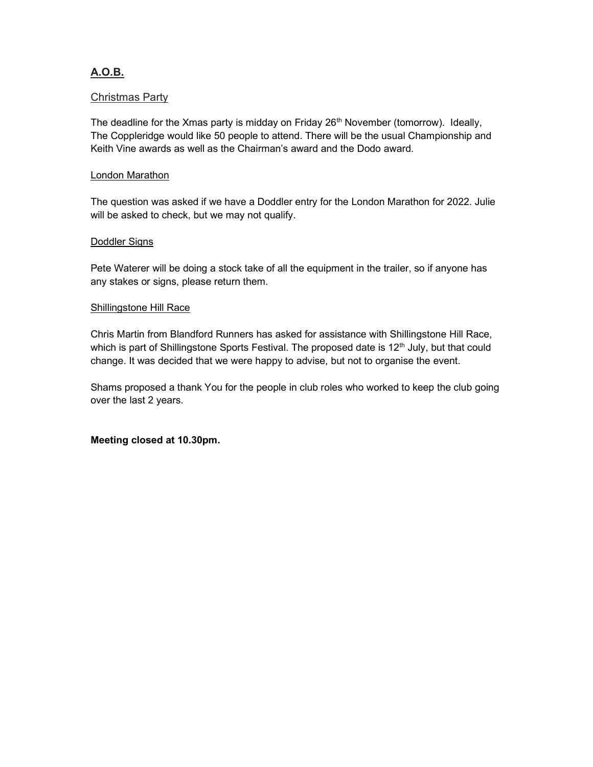## A.O.B.

### Christmas Party

The deadline for the Xmas party is midday on Friday 26th November (tomorrow). Ideally, The Coppleridge would like 50 people to attend. There will be the usual Championship and Keith Vine awards as well as the Chairman's award and the Dodo award.

### London Marathon

The question was asked if we have a Doddler entry for the London Marathon for 2022. Julie will be asked to check, but we may not qualify.

### Doddler Signs

Pete Waterer will be doing a stock take of all the equipment in the trailer, so if anyone has any stakes or signs, please return them.

### Shillingstone Hill Race

Chris Martin from Blandford Runners has asked for assistance with Shillingstone Hill Race, which is part of Shillingstone Sports Festival. The proposed date is 12th July, but that could change. It was decided that we were happy to advise, but not to organise the event.

Shams proposed a thank You for the people in club roles who worked to keep the club going over the last 2 years.

**Meeting closed at 10.30pm.**